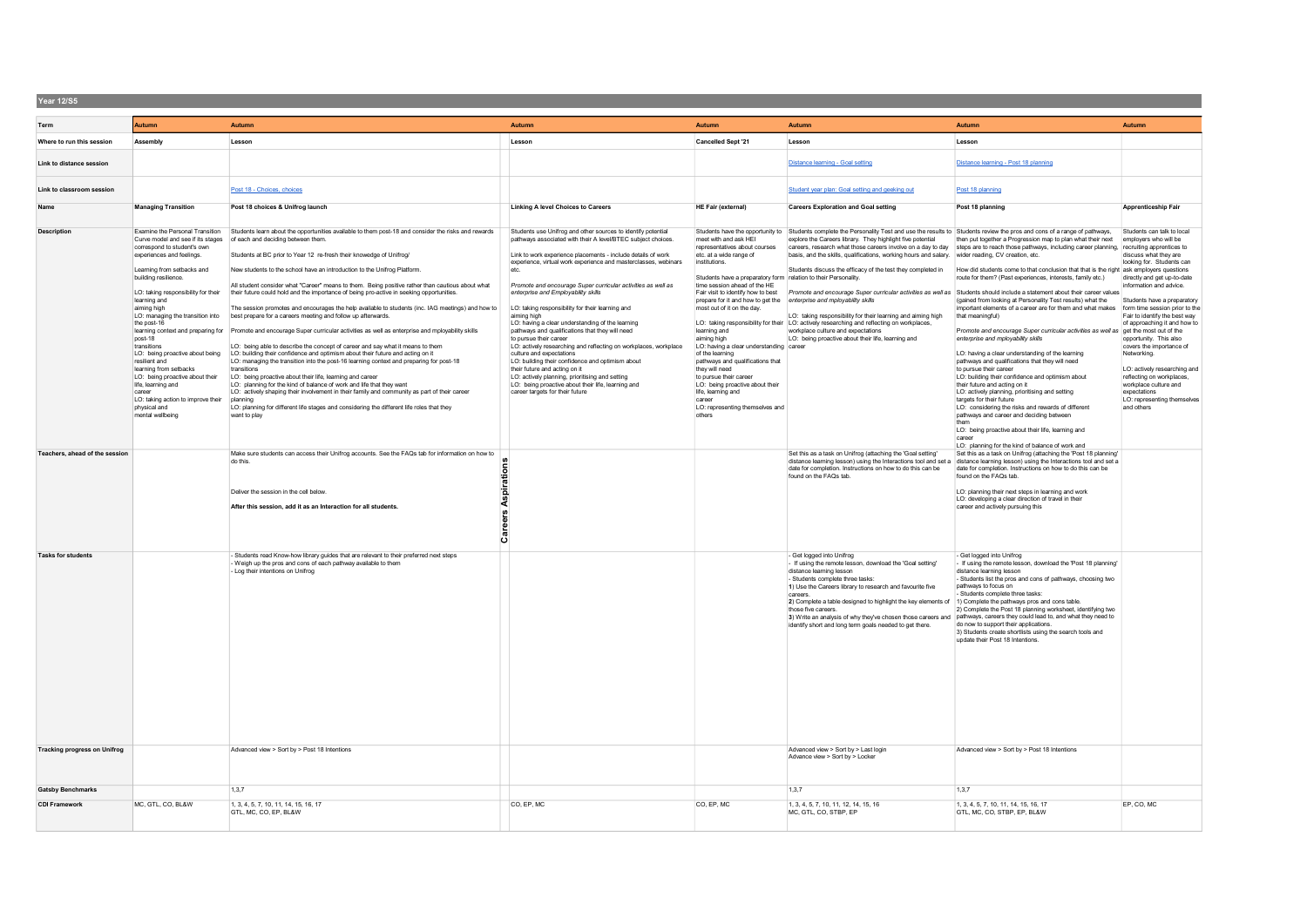## Year 12/S5

| Term | Autumn | Autumn | | Autumn | Autumn | Autumn | Autumn | Autumn |
|---|---|---|---|---|---|---|---|---|
| Where to run this session | Assembly | Lesson | | Lesson | Cancelled Sept '21 | Lesson | Lesson | |
| Link to distance session | | | | | | Distance learning - Goal setting | Distance learning - Post 18 planning | |
| Link to classroom session | | Post 18 - Choices, choices | | | | Student year plan: Goal setting and geeking out | Post 18 planning | |
| Name | Managing Transition | Post 18 choices & Unifrog launch | | Linking A level Choices to Careers | HE Fair (external) | Careers Exploration and Goal setting | Post 18 planning | Apprenticeship Fair |
| Description | Examine the Personal Transition Curve model and see if its stages correspond to student's own experiences and feelings.<br><br>Learning from setbacks and building resilience.<br><br>LO: taking responsibility for their learning and aiming high<br>LO: managing the transition into the post-16 learning context and preparing for post-18 transitions<br>LO: being proactive about being resilient and learning from setbacks<br>LO: being proactive about their life, learning and career<br>LO: taking action to improve their physical and mental wellbeing | Students learn about the opportunities available to them post-18 and consider the risks and rewards of each and deciding between them.<br><br>Students at BC prior to Year 12 re-fresh their knowedge of Unifrog/<br><br>New students to the school have an introduction to the Unifrog Platform.<br><br>All student consider what "Career" means to them. Being positive rather than cautious about what their future could hold and the importance of being pro-active in seeking opportunities.<br><br>The session promotes and encourages the help available to students (inc. IAG meetings) and how to best prepare for a careers meeting and follow up afterwards.<br><br>Promote and encourage Super curricular activities as well as enterprise and mployability skills<br><br>LO: being able to describe the concept of career and say what it means to them<br>LO: building their confidence and optimism about their future and acting on it<br>LO: managing the transition into the post-16 learning context and preparing for post-18 transitions<br>LO: being proactive about their life, learning and career<br>LO: planning for the kind of balance of work and life that they want<br>LO: actively shaping their involvement in their family and community as part of their career planning<br>LO: planning for different life stages and considering the different life roles that they want to play | | Students use Unifrog and other sources to identify potential pathways associated with their A level/BTEC subject choices.<br><br>Link to work experience placements - include details of work experience, virtual work experience and masterclasses, webinars etc.<br><br>*Promote and encourage Super curricular activities as well as enterprise and Employability skills*<br><br>LO: taking responsibility for their learning and aiming high<br>LO: having a clear understanding of the learning pathways and qualifications that they will need to pursue their career<br>LO: actively researching and reflecting on workplaces, workplace culture and expectations<br>LO: building their confidence and optimism about their future and acting on it<br>LO: actively planning, prioritising and setting<br>LO: being proactive about their life, learning and career targets for their future | Students have the opportunity to meet with and ask HEI representatives about courses etc. at a wide range of institutions.<br><br>Students have a preparatory form time session ahead of the HE Fair visit to identify how to best prepare for it and how to get the most out of it on the day.<br><br>LO: taking responsibility for their learning and aiming high<br>LO: having a clear understanding of the learning pathways and qualifications that they will need to pursue their career<br>LO: being proactive about their life, learning and career<br>LO: representing themselves and others | Students complete the Personality Test and use the results to explore the Careers library. They highlight five potential careers, research what those careers involve on a day to day basis, and the skills, qualifications, working hours and salary.<br><br>Students discuss the efficacy of the test they completed in relation to their Personality.<br><br>*Promote and encourage Super curricular activities as well as enterprise and mployability skills*<br><br>LO: taking responsibility for their learning and aiming high<br>LO: actively researching and reflecting on workplaces, workplace culture and expectations<br>LO: being proactive about their life, learning and career | Students review the pros and cons of a range of pathways, then put together a Progression map to plan what their next steps are to reach those pathways, including career planning, wider reading, CV creation, etc.<br><br>How did students come to that conclusion that that is the right route for them? (Past experiences, interests, family etc.)<br><br>Students should include a statement about their career values (gained from looking at Personality Test results) what the important elements of a career are for them and what makes that meaningful)<br><br>*Promote and encourage Super curricular activities as well as enterprise and mployability skills*<br><br>LO: having a clear understanding of the learning pathways and qualifications that they will need to pursue their career<br>LO: building their confidence and optimism about their future and acting on it<br>LO: actively planning, prioritising and setting targets for their future<br>LO: considering the risks and rewards of different pathways and career and deciding between them<br>LO: being proactive about their life, learning and career<br>LO: planning for the kind of balance of work and | Students can talk to local employers who will be recruiting apprentices to discuss what they are looking for. Students can ask employers questions directly and get up-to-date information and advice.<br><br>Students have a preparatory form time session prior to the Fair to identify the best way of approaching it and how to get the most out of the opportunity. This also covers the importance of Networking.<br><br>LO: actively researching and reflecting on workplaces, workplace culture and expectations<br>LO: representing themselves and others |
| Teachers, ahead of the session | | Make sure students can access their Unifrog accounts. See the FAQs tab for information on how to do this.<br><br>Deliver the session in the cell below.<br><br>**After this session, add it as an Interaction for all students.** | **Careers Aspirations** | | | Set this as a task on Unifrog (attaching the 'Goal setting' distance learning lesson) using the Interactions tool and set a date for completion. Instructions on how to do this can be found on the FAQs tab. | Set this as a task on Unifrog (attaching the 'Post 18 planning' distance learning lesson) using the Interactions tool and set a date for completion. Instructions on how to do this can be found on the FAQs tab.<br><br>LO: planning their next steps in learning and work<br>LO: developing a clear direction of travel in their career and actively pursuing this | |
| Tasks for students | | - Students read Know-how library guides that are relevant to their preferred next steps<br>- Weigh up the pros and cons of each pathway available to them<br>- Log their intentions on Unifrog | | | | - Get logged into Unifrog<br>- If using the remote lesson, download the 'Goal setting' distance learning lesson<br>- Students complete three tasks:<br>**1**) Use the Careers library to research and favourite five careers.<br>**2**) Complete a table designed to highlight the key elements of those five careers.<br>**3**) Write an analysis of why they've chosen those careers and identify short and long term goals needed to get there. | - Get logged into Unifrog<br>- If using the remote lesson, download the 'Post 18 planning' distance learning lesson<br>- Students list the pros and cons of pathways, choosing two pathways to focus on<br>- Students complete three tasks:<br>1) Complete the pathways pros and cons table.<br>2) Complete the Post 18 planning worksheet, identifying two pathways, careers they could lead to, and what they need to do now to support their applications.<br>3) Students create shortlists using the search tools and update their Post 18 Intentions. | |
| Tracking progress on Unifrog | | Advanced view > Sort by > Post 18 Intentions | | | | Advanced view > Sort by > Last login<br>Advance view > Sort by > Locker | Advanced view > Sort by > Post 18 Intentions | |
| Gatsby Benchmarks | | 1,3,7 | | | | 1,3,7 | 1,3,7 | |
| CDI Framework | MC, GTL, CO, BL&W | 1, 3, 4, 5, 7, 10, 11, 14, 15, 16, 17<br>GTL, MC, CO, EP, BL&W | | CO, EP, MC | CO, EP, MC | 1, 3, 4, 5, 7, 10, 11, 12, 14, 15, 16<br>MC, GTL, CO, STBP, EP | 1, 3, 4, 5, 7, 10, 11, 14, 15, 16, 17<br>GTL, MC, CO, STBP, EP, BL&W | EP, CO, MC |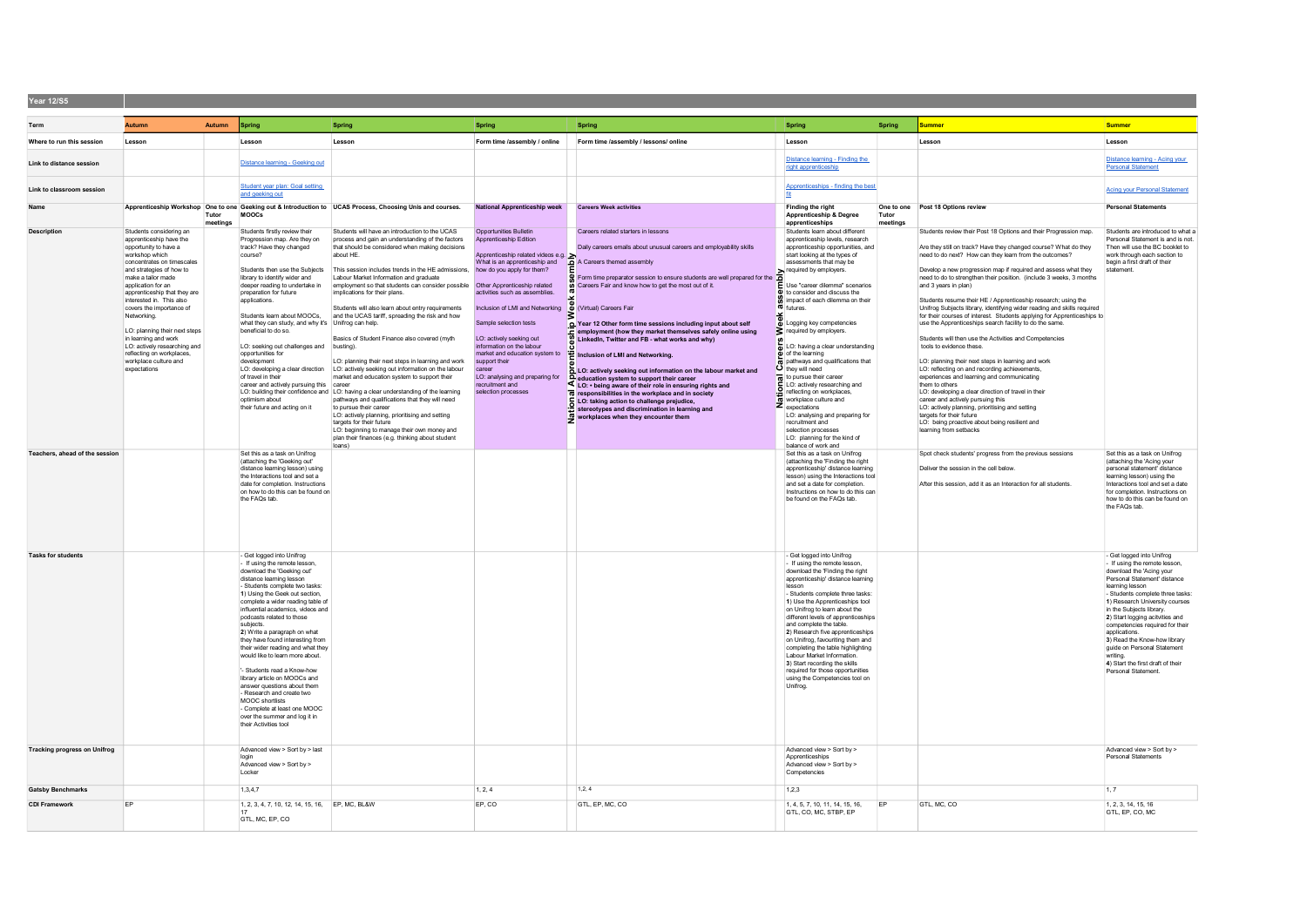## Year 12/S5

| Term | Autumn | Autumn | Spring | Spring | Spring | Spring | Spring | Spring | Summer | Summer |
|---|---|---|---|---|---|---|---|---|---|---|
| Where to run this session | Lesson | | Lesson | Lesson | Form time /assembly / online | Form time /assembly / lessons/ online | Lesson | | Lesson | Lesson |
| Link to distance session | | | Distance learning - Geeking out | | | | Distance learning - Finding the right apprenticeship | | | Distance learning - Acing your Personal Statement |
| Link to classroom session | | | Student year plan: Goal setting and geeking out | | | | Apprenticeships - finding the best fit | | | Acing your Personal Statement |
| Name | Apprenticeship Workshop | One to one Tutor meetings | Geeking out & Introduction to MOOCs | UCAS Process, Choosing Unis and courses. | National Apprenticeship week | Careers Week activities | Finding the right Apprenticeship & Degree apprenticeships | One to one Tutor meetings | Post 18 Options review | Personal Statements |
| Description | Students considering an apprenticeship have the opportunity to have a workshop which concentrates on timescales and strategies of how to make a tailor made application for an apprenticeship that they are interested in. This also covers the importance of Networking.<br><br>LO: planning their next steps in learning and work<br>LO: actively researching and reflecting on workplaces, workplace culture and expectations | | Students firstly review their Progression map. Are they on track? Have they changed course?<br><br>Students then use the Subjects library to identify wider and deeper reading to undertake in preparation for future applications.<br><br>Students learn about MOOCs, what they can study, and why it's beneficial to do so.<br><br>LO: seeking out challenges and opportunities for development<br>LO: developing a clear direction of travel in their career and actively pursuing this<br>LO: building their confidence and optimism about their future and acting on it | Students will have an introduction to the UCAS process and gain an understanding of the factors that should be considered when making decisions about HE.<br><br>This session includes trends in the HE admissions, Labour Market Information and graduate employment so that students can consider possible implications for their plans.<br><br>Students will also learn about entry requirements and the UCAS tariff, spreading the risk and how Unifrog can help.<br><br>Basics of Student Finance also covered (myth busting).<br><br>LO: planning their next steps in learning and work<br>LO: actively seeking out information on the labour market and education system to support their career<br>LO: having a clear understanding of the learning pathways and qualifications that they will need to pursue their career<br>LO: actively planning, prioritising and setting targets for their future<br>LO: beginning to manage their own money and plan their finances (e.g. thinking about student loans) | Opportunities Bulletin Apprenticeship Edition<br><br>Apprenticeship related videos e.g. What is an apprenticeship and how do you apply for them?<br><br>Other Apprenticeship related activities such as assemblies.<br><br>Inclusion of LMI and Networking<br><br>Sample selection tests<br><br>LO: actively seeking out information on the labour market and education system to support their career<br>LO: analysing and preparing for recruitment and selection processes<br><br>**National Apprenticeship Week assembly** | Careers related starters in lessons<br><br>Daily careers emails about unusual careers and employability skills<br><br>A Careers themed assembly<br><br>Form time preparator session to ensure students are well prepared for the Careers Fair and know how to get the most out of it.<br><br>(Virtual) Careers Fair<br><br>**Year 12 Other form time sessions including input about self employment (how they market themselves safely online using LinkedIn, Twitter and FB - what works and why)**<br><br>**Inclusion of LMI and Networking.**<br><br>**LO: actively seeking out information on the labour market and education system to support their career**<br>**LO: • being aware of their role in ensuring rights and responsibilities in the workplace and in society**<br>**LO: taking action to challenge prejudice, stereotypes and discrimination in learning and workplaces when they encounter them** | Students learn about different apprenticeship levels, research apprenticeship opportunities, and start looking at the types of assessments that may be required by employers.<br><br>Use "career dilemma" scenarios to consider and discuss the impact of each dilemma on their futures.<br><br>Logging key competencies required by employers.<br><br>LO: having a clear understanding of the learning pathways and qualifications that they will need to pursue their career<br>LO: actively researching and reflecting on workplaces, workplace culture and expectations<br>LO: analysing and preparing for recruitment and selection processes<br>LO: planning for the kind of balance of work and<br><br>**National Careers Week assembly** | | Students review their Post 18 Options and their Progression map.<br><br>Are they still on track? Have they changed course? What do they need to do next? How can they learn from the outcomes?<br><br>Develop a new progression map if required and assess what they need to do to strengthen their position. (include 3 weeks, 3 months and 3 years in plan)<br><br>Students resume their HE / Apprenticeship research; using the Unifrog Subjects library, identifying wider reading and skills required for their courses of interest. Students applying for Apprenticeships to use the Apprenticeships search facility to do the same.<br><br>Students will then use the Activities and Competencies tools to evidence these.<br><br>LO: planning their next steps in learning and work<br>LO: reflecting on and recording achievements, experiences and learning and communicating them to others<br>LO: developing a clear direction of travel in their career and actively pursuing this<br>LO: actively planning, prioritising and setting targets for their future<br>LO: being proactive about being resilient and learning from setbacks | Students are introduced to what a Personal Statement is and is not. Then will use the BC booklet to work through each section to begin a first draft of their statement. |
| Teachers, ahead of the session | | | Set this as a task on Unifrog (attaching the 'Geeking out' distance learning lesson) using the Interactions tool and set a date for completion. Instructions on how to do this can be found on the FAQs tab. | | | | Set this as a task on Unifrog (attaching the 'Finding the right apprenticeship' distance learning lesson) using the Interactions tool and set a date for completion. Instructions on how to do this can be found on the FAQs tab. | | Spot check students' progress from the previous sessions<br><br>Deliver the session in the cell below.<br><br>After this session, add it as an Interaction for all students. | Set this as a task on Unifrog (attaching the 'Acing your personal statement' distance learning lesson) using the Interactions tool and set a date for completion. Instructions on how to do this can be found on the FAQs tab. |
| Tasks for students | | | - Get logged into Unifrog<br>- If using the remote lesson, download the 'Geeking out' distance learning lesson<br>- Students complete two tasks:<br>**1**) Using the Geek out section, complete a wider reading table of influential academics, videos and podcasts related to those subjects.<br>**2**) Write a paragraph on what they have found interesting from their wider reading and what they would like to learn more about.<br><br>'- Students read a Know-how library article on MOOCs and answer questions about them<br>- Research and create two MOOC shortlists<br>- Complete at least one MOOC over the summer and log it in their Activities tool | | | | - Get logged into Unifrog<br>- If using the remote lesson, download the 'Finding the right apprenticeship' distance learning lesson<br>- Students complete three tasks:<br>**1**) Use the Apprenticeships tool on Unifrog to learn about the different levels of apprenticeships and complete the table.<br>**2**) Research five apprenticeships on Unifrog, favouriting them and completing the table highlighting Labour Market Information.<br>**3**) Start recording the skills required for those opportunities using the Competencies tool on Unifrog. | | | - Get logged into Unifrog<br>- If using the remote lesson, download the 'Acing your Personal Statement' distance learning lesson<br>- Students complete three tasks:<br>**1**) Research University courses in the Subjects library.<br>**2**) Start logging activities and competencies required for their applications.<br>**3**) Read the Know-how library guide on Personal Statement writing.<br>**4**) Start the first draft of their Personal Statement. |
| Tracking progress on Unifrog | | | Advanced view > Sort by > last login<br>Advanced view > Sort by > Locker | | | | Advanced view > Sort by > Apprenticeships<br>Advanced view > Sort by > Competencies | | | Advanced view > Sort by > Personal Statements |
| Gatsby Benchmarks | | | 1,3,4,7 | | 1, 2, 4 | 1,2, 4 | 1,2,3 | | | 1, 7 |
| CDI Framework | EP | | 1, 2, 3, 4, 7, 10, 12, 14, 15, 16, 17<br>GTL, MC, EP, CO | EP, MC, BL&W | EP, CO | GTL, EP, MC, CO | 1, 4, 5, 7, 10, 11, 14, 15, 16, GTL, CO, MC, STBP, EP | EP | GTL, MC, CO | 1, 2, 3, 14, 15, 16<br>GTL, EP, CO, MC |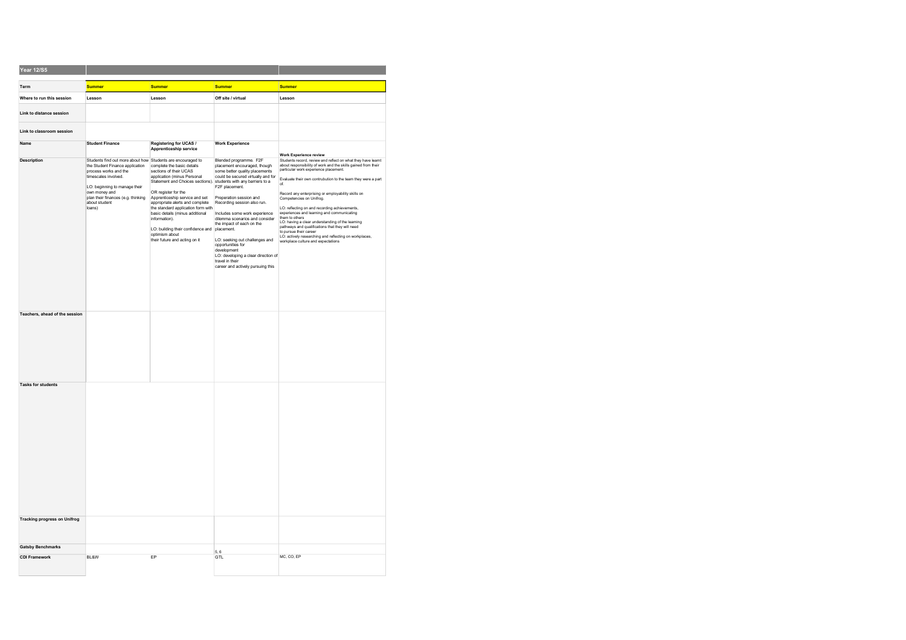| Year 12/S5 | | | | |
|---|---|---|---|---|
| Term | Summer | Summer | Summer | Summer |
| Where to run this session | Lesson | Lesson | Off site / virtual | Lesson |
| Link to distance session | | | | |
| Link to classroom session | | | | |
| Name | Student Finance | Registering for UCAS / Apprenticeship service | Work Experience | Work Experience review |
| Description | Students find out more about how the Student Finance application process works and the timescales involved.<br><br>LO: beginning to manage their own money and plan their finances (e.g. thinking about student loans) | Students are encouraged to complete the basic details sections of their UCAS application (minus Personal Statement and Choices sections).<br><br>OR register for the Apprenticeship service and set appropriate alerts and complete the standard application form with basic details (minus additional information).<br><br>LO: building their confidence and optimism about their future and acting on it | Blended programme. F2F placement encouraged, though some better quality placements could be secured virtually and for students with any barriers to a F2F placement.<br><br>Preperation session and Recording session also run.<br><br>Includes some work experience dilemma scenarios and consider the impact of each on the placement.<br><br>LO: seeking out challenges and opportunities for development<br>LO: developing a clear direction of travel in their career and actively pursuing this | Students record, review and reflect on what they have learnt about responsibility of work and the skills gained from their particular work experience placement.<br><br>Evaluate their own contrubution to the team they were a part of.<br><br>Record any enterprising or employability skills on Competencies on Unifrog.<br><br>LO: reflecting on and recording achievements, experiences and learning and communicating them to others<br>LO: having a clear understanding of the learning pathways and qualifications that they will need to pursue their career<br>LO: actively researching and reflecting on workplaces, workplace culture and expectations |
| Teachers, ahead of the session | | | | |
| Tasks for students | | | | |
| Tracking progress on Unifrog | | | | |
| Gatsby Benchmarks | | | 5, 6 | |
| CDI Framework | BL&W | EP | GTL | MC, CO, EP |